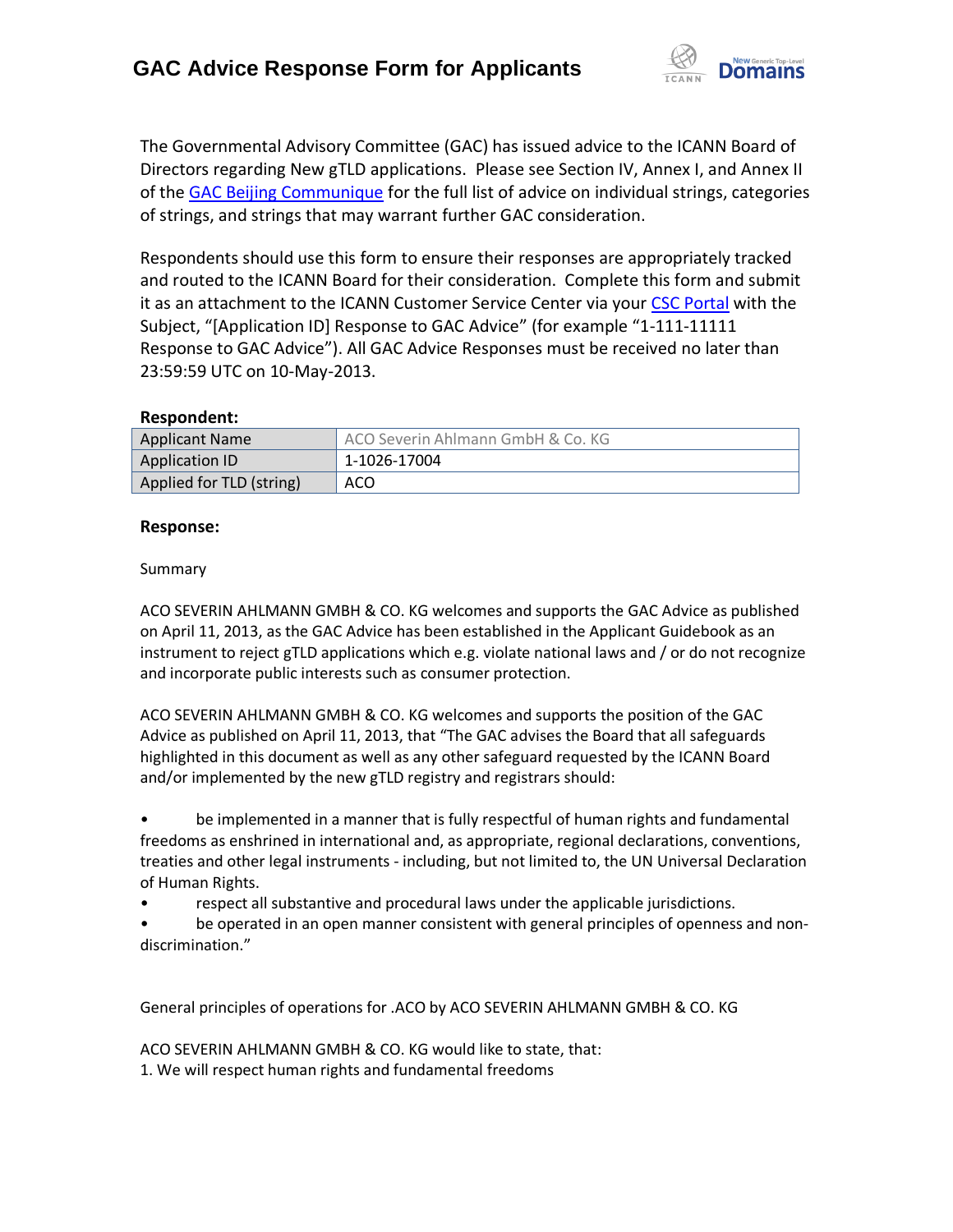# GAC Advice Response Form for Applicants

The Governmental Advisory Committee (GAC) has issued advice to the ICANN Board of Directors regarding New gTLD applications. Please see Section IV, Annex I, and Annex II of the GAC Beijing Communique for the full list of advice on individual strings, categories of strings, and strings that may warrant further GAC consideration.

Respondents should use this form to ensure their responses are appropriately tracked and routed to the ICANN Board for their consideration. Complete this form and submit it as an attachment to the ICANN Customer Service Center via your CSC Portal with the Subject, "[Application ID] Response to GAC Advice" (for example "1-111-11111 Response to GAC Advice"). All GAC Advice Responses must be received no later than 23:59:59 UTC on 10-May-2013.

**Respondent:**

| Applicant Name | ACO Severin Ahlmann GmbH & Co. KG |
|---|---|
| Application ID | 1-1026-17004 |
| Applied for TLD (string) | ACO |

**Response:**

Summary

ACO SEVERIN AHLMANN GMBH & CO. KG welcomes and supports the GAC Advice as published on April 11, 2013, as the GAC Advice has been established in the Applicant Guidebook as an instrument to reject gTLD applications which e.g. violate national laws and / or do not recognize and incorporate public interests such as consumer protection.

ACO SEVERIN AHLMANN GMBH & CO. KG welcomes and supports the position of the GAC Advice as published on April 11, 2013, that "The GAC advises the Board that all safeguards highlighted in this document as well as any other safeguard requested by the ICANN Board and/or implemented by the new gTLD registry and registrars should:

- be implemented in a manner that is fully respectful of human rights and fundamental freedoms as enshrined in international and, as appropriate, regional declarations, conventions, treaties and other legal instruments - including, but not limited to, the UN Universal Declaration of Human Rights.
- respect all substantive and procedural laws under the applicable jurisdictions.
- be operated in an open manner consistent with general principles of openness and non-discrimination."

General principles of operations for .ACO by ACO SEVERIN AHLMANN GMBH & CO. KG

ACO SEVERIN AHLMANN GMBH & CO. KG would like to state, that:

1. We will respect human rights and fundamental freedoms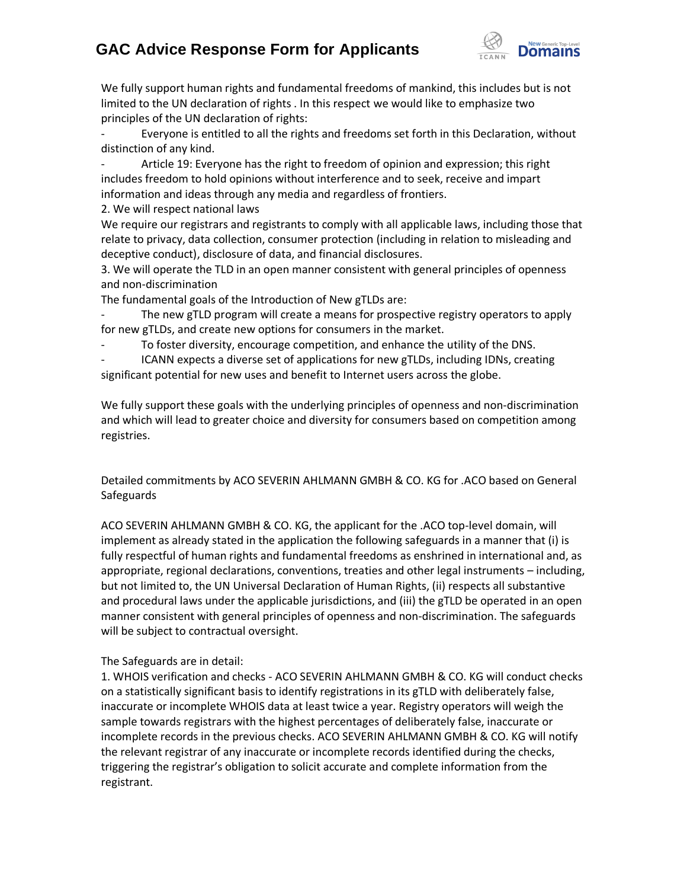We fully support human rights and fundamental freedoms of mankind, this includes but is not limited to the UN declaration of rights . In this respect we would like to emphasize two principles of the UN declaration of rights:

- Everyone is entitled to all the rights and freedoms set forth in this Declaration, without distinction of any kind.
- Article 19: Everyone has the right to freedom of opinion and expression; this right includes freedom to hold opinions without interference and to seek, receive and impart information and ideas through any media and regardless of frontiers.

2. We will respect national laws

We require our registrars and registrants to comply with all applicable laws, including those that relate to privacy, data collection, consumer protection (including in relation to misleading and deceptive conduct), disclosure of data, and financial disclosures.

3. We will operate the TLD in an open manner consistent with general principles of openness and non-discrimination

The fundamental goals of the Introduction of New gTLDs are:

- The new gTLD program will create a means for prospective registry operators to apply for new gTLDs, and create new options for consumers in the market.
- To foster diversity, encourage competition, and enhance the utility of the DNS.
- ICANN expects a diverse set of applications for new gTLDs, including IDNs, creating significant potential for new uses and benefit to Internet users across the globe.

We fully support these goals with the underlying principles of openness and non-discrimination and which will lead to greater choice and diversity for consumers based on competition among registries.

Detailed commitments by ACO SEVERIN AHLMANN GMBH & CO. KG for .ACO based on General Safeguards

ACO SEVERIN AHLMANN GMBH & CO. KG, the applicant for the .ACO top-level domain, will implement as already stated in the application the following safeguards in a manner that (i) is fully respectful of human rights and fundamental freedoms as enshrined in international and, as appropriate, regional declarations, conventions, treaties and other legal instruments – including, but not limited to, the UN Universal Declaration of Human Rights, (ii) respects all substantive and procedural laws under the applicable jurisdictions, and (iii) the gTLD be operated in an open manner consistent with general principles of openness and non-discrimination. The safeguards will be subject to contractual oversight.

The Safeguards are in detail:

1. WHOIS verification and checks - ACO SEVERIN AHLMANN GMBH & CO. KG will conduct checks on a statistically significant basis to identify registrations in its gTLD with deliberately false, inaccurate or incomplete WHOIS data at least twice a year. Registry operators will weigh the sample towards registrars with the highest percentages of deliberately false, inaccurate or incomplete records in the previous checks. ACO SEVERIN AHLMANN GMBH & CO. KG will notify the relevant registrar of any inaccurate or incomplete records identified during the checks, triggering the registrar's obligation to solicit accurate and complete information from the registrant.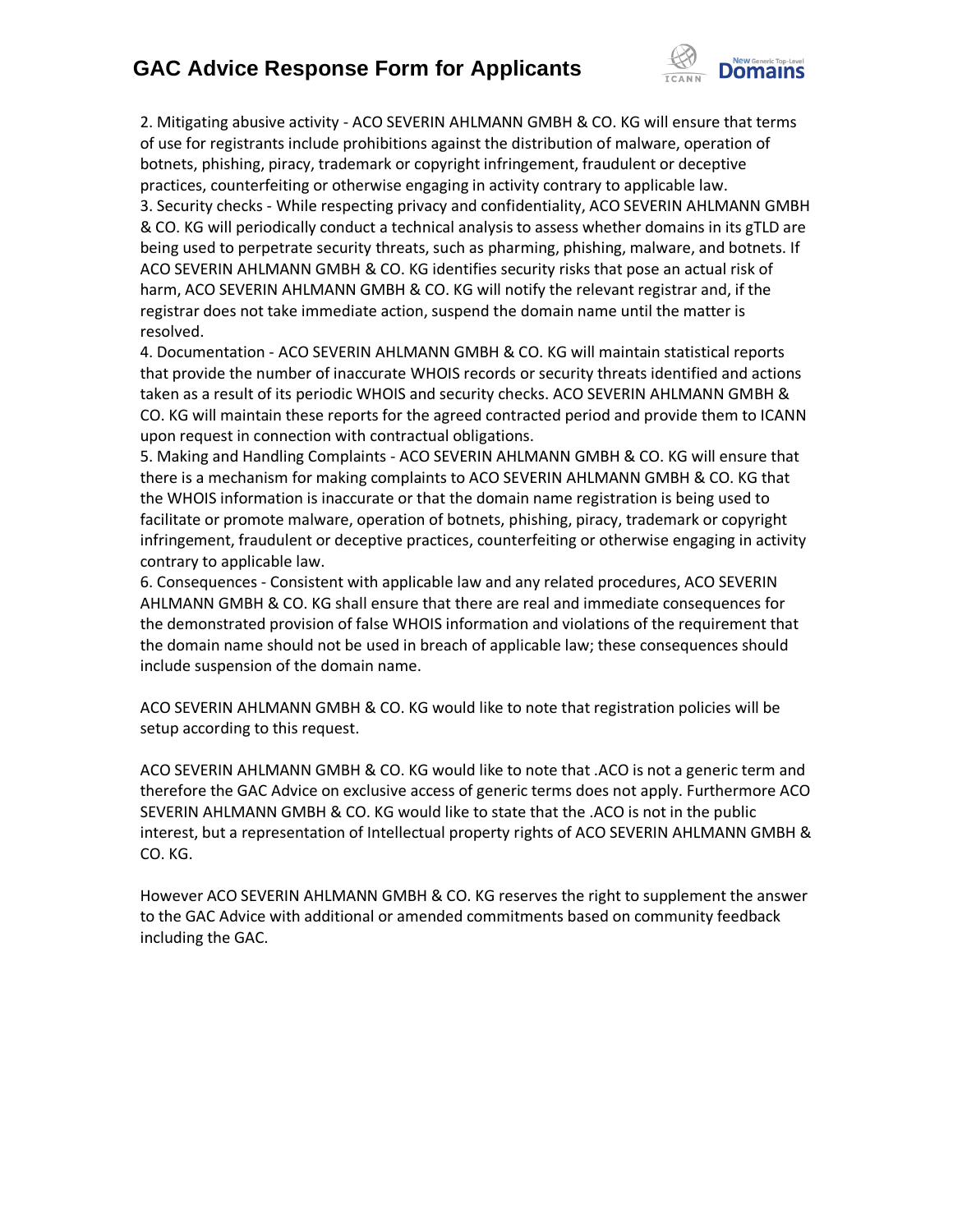2. Mitigating abusive activity - ACO SEVERIN AHLMANN GMBH & CO. KG will ensure that terms of use for registrants include prohibitions against the distribution of malware, operation of botnets, phishing, piracy, trademark or copyright infringement, fraudulent or deceptive practices, counterfeiting or otherwise engaging in activity contrary to applicable law.
3. Security checks - While respecting privacy and confidentiality, ACO SEVERIN AHLMANN GMBH & CO. KG will periodically conduct a technical analysis to assess whether domains in its gTLD are being used to perpetrate security threats, such as pharming, phishing, malware, and botnets. If ACO SEVERIN AHLMANN GMBH & CO. KG identifies security risks that pose an actual risk of harm, ACO SEVERIN AHLMANN GMBH & CO. KG will notify the relevant registrar and, if the registrar does not take immediate action, suspend the domain name until the matter is resolved.
4. Documentation - ACO SEVERIN AHLMANN GMBH & CO. KG will maintain statistical reports that provide the number of inaccurate WHOIS records or security threats identified and actions taken as a result of its periodic WHOIS and security checks. ACO SEVERIN AHLMANN GMBH & CO. KG will maintain these reports for the agreed contracted period and provide them to ICANN upon request in connection with contractual obligations.
5. Making and Handling Complaints - ACO SEVERIN AHLMANN GMBH & CO. KG will ensure that there is a mechanism for making complaints to ACO SEVERIN AHLMANN GMBH & CO. KG that the WHOIS information is inaccurate or that the domain name registration is being used to facilitate or promote malware, operation of botnets, phishing, piracy, trademark or copyright infringement, fraudulent or deceptive practices, counterfeiting or otherwise engaging in activity contrary to applicable law.
6. Consequences - Consistent with applicable law and any related procedures, ACO SEVERIN AHLMANN GMBH & CO. KG shall ensure that there are real and immediate consequences for the demonstrated provision of false WHOIS information and violations of the requirement that the domain name should not be used in breach of applicable law; these consequences should include suspension of the domain name.

ACO SEVERIN AHLMANN GMBH & CO. KG would like to note that registration policies will be setup according to this request.

ACO SEVERIN AHLMANN GMBH & CO. KG would like to note that .ACO is not a generic term and therefore the GAC Advice on exclusive access of generic terms does not apply. Furthermore ACO SEVERIN AHLMANN GMBH & CO. KG would like to state that the .ACO is not in the public interest, but a representation of Intellectual property rights of ACO SEVERIN AHLMANN GMBH & CO. KG.

However ACO SEVERIN AHLMANN GMBH & CO. KG reserves the right to supplement the answer to the GAC Advice with additional or amended commitments based on community feedback including the GAC.